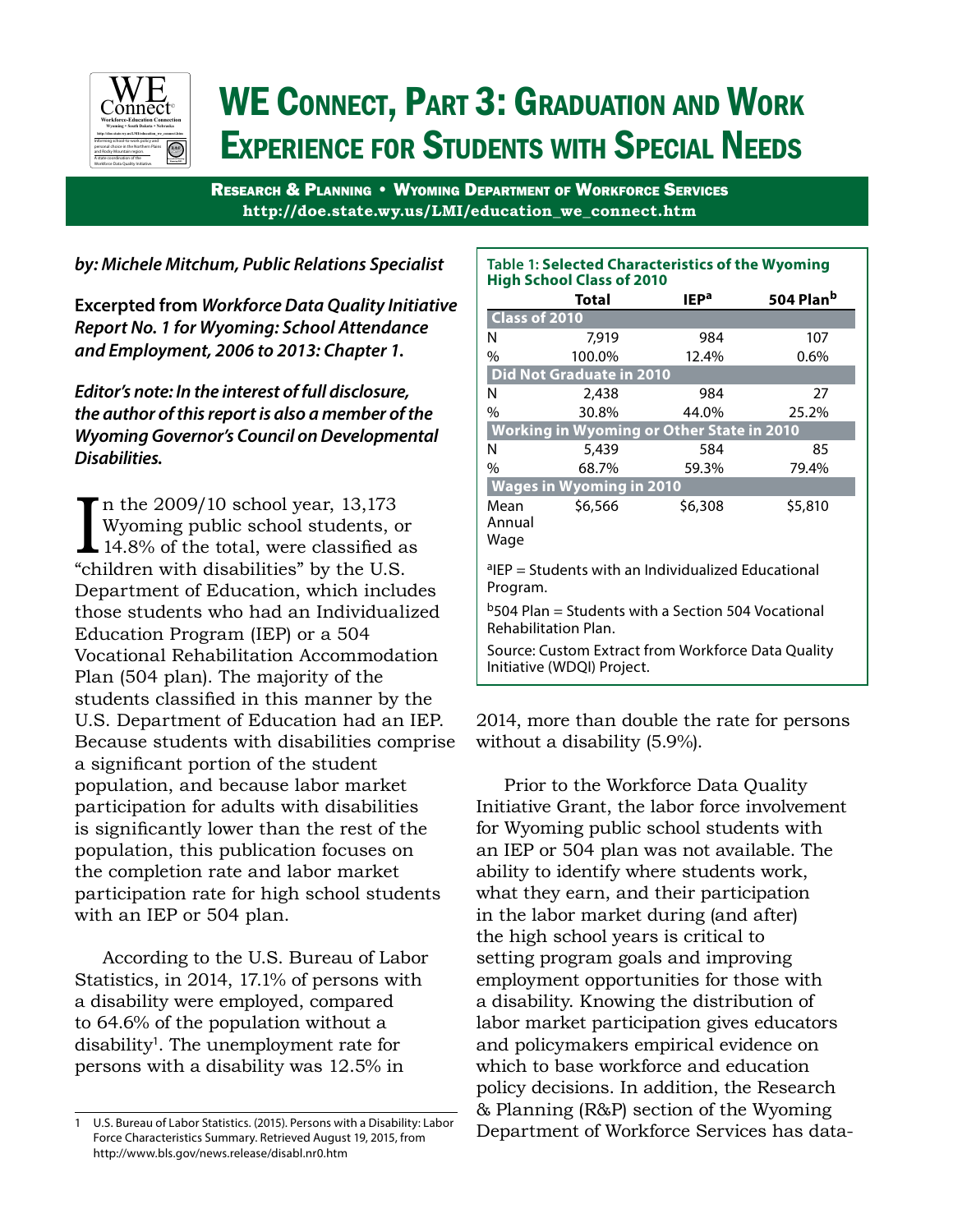# WE Connect, Part 3: Graduation and Work Experience for Students with Special Needs

**Research & Planning • Wyoming Department of Workforce Services**
**http://doe.state.wy.us/LMI/education_we_connect.htm**

***by: Michele Mitchum, Public Relations Specialist***

**Excerpted from *Workforce Data Quality Initiative Report No. 1 for Wyoming: School Attendance and Employment, 2006 to 2013: Chapter 1.***

***Editor's note: In the interest of full disclosure, the author of this report is also a member of the Wyoming Governor's Council on Developmental Disabilities.***

In the 2009/10 school year, 13,173 Wyoming public school students, or 14.8% of the total, were classified as "children with disabilities" by the U.S. Department of Education, which includes those students who had an Individualized Education Program (IEP) or a 504 Vocational Rehabilitation Accommodation Plan (504 plan). The majority of the students classified in this manner by the U.S. Department of Education had an IEP. Because students with disabilities comprise a significant portion of the student population, and because labor market participation for adults with disabilities is significantly lower than the rest of the population, this publication focuses on the completion rate and labor market participation rate for high school students with an IEP or 504 plan.

According to the U.S. Bureau of Labor Statistics, in 2014, 17.1% of persons with a disability were employed, compared to 64.6% of the population without a disability[1]. The unemployment rate for persons with a disability was 12.5% in 2014, more than double the rate for persons without a disability (5.9%).

**Table 1: Selected Characteristics of the Wyoming High School Class of 2010**

| | Total | IEP[a] | 504 Plan[b] |
|---|---|---|---|
| **Class of 2010** | | | |
| N | 7,919 | 984 | 107 |
| % | 100.0% | 12.4% | 0.6% |
| **Did Not Graduate in 2010** | | | |
| N | 2,438 | 984 | 27 |
| % | 30.8% | 44.0% | 25.2% |
| **Working in Wyoming or Other State in 2010** | | | |
| N | 5,439 | 584 | 85 |
| % | 68.7% | 59.3% | 79.4% |
| **Wages in Wyoming in 2010** | | | |
| Mean Annual Wage | $6,566 | $6,308 | $5,810 |

[a]IEP = Students with an Individualized Educational Program.

[b]504 Plan = Students with a Section 504 Vocational Rehabilitation Plan.

Source: Custom Extract from Workforce Data Quality Initiative (WDQI) Project.

Prior to the Workforce Data Quality Initiative Grant, the labor force involvement for Wyoming public school students with an IEP or 504 plan was not available. The ability to identify where students work, what they earn, and their participation in the labor market during (and after) the high school years is critical to setting program goals and improving employment opportunities for those with a disability. Knowing the distribution of labor market participation gives educators and policymakers empirical evidence on which to base workforce and education policy decisions. In addition, the Research & Planning (R&P) section of the Wyoming Department of Workforce Services has data-

---

1 U.S. Bureau of Labor Statistics. (2015). Persons with a Disability: Labor Force Characteristics Summary. Retrieved August 19, 2015, from http://www.bls.gov/news.release/disabl.nr0.htm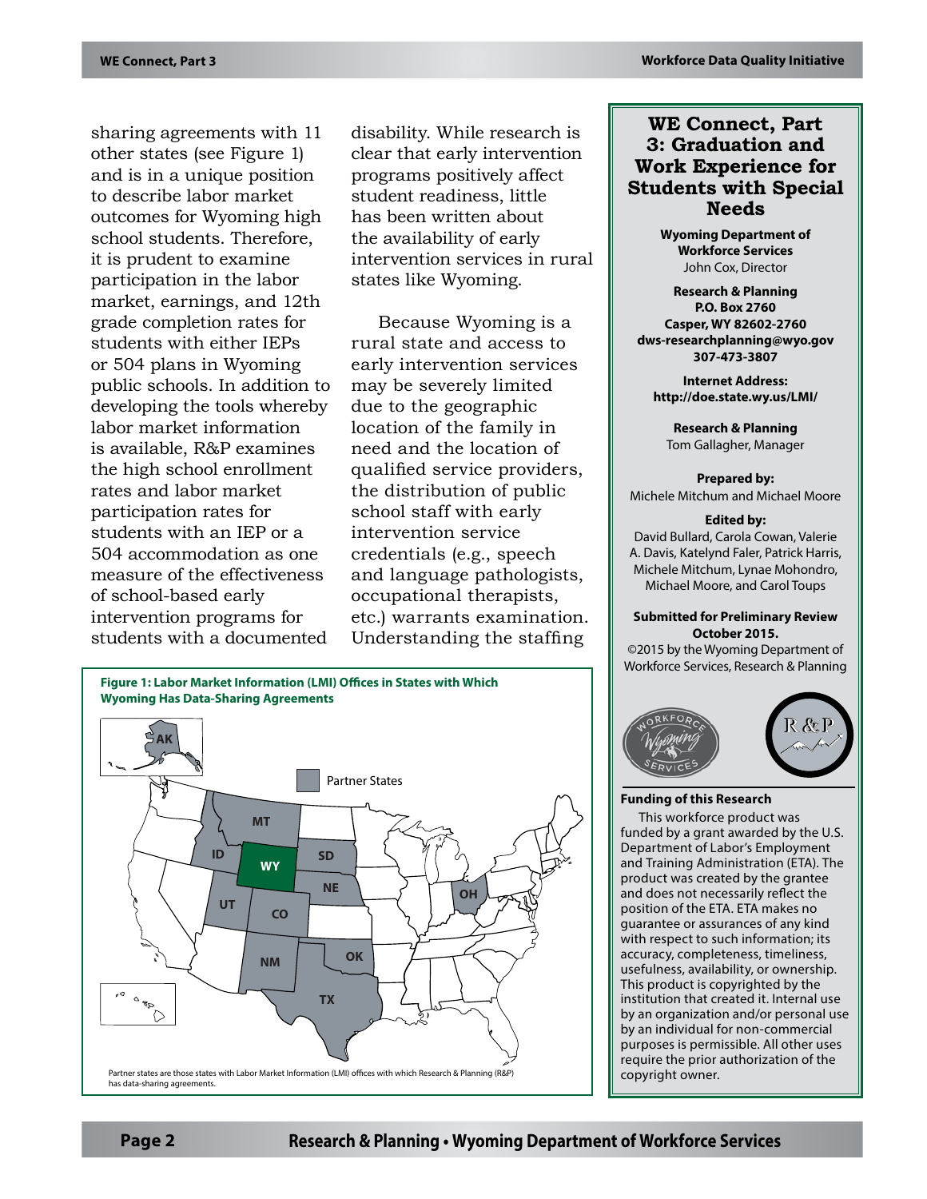sharing agreements with 11 other states (see Figure 1) and is in a unique position to describe labor market outcomes for Wyoming high school students. Therefore, it is prudent to examine participation in the labor market, earnings, and 12th grade completion rates for students with either IEPs or 504 plans in Wyoming public schools. In addition to developing the tools whereby labor market information is available, R&P examines the high school enrollment rates and labor market participation rates for students with an IEP or a 504 accommodation as one measure of the effectiveness of school-based early intervention programs for students with a documented disability. While research is clear that early intervention programs positively affect student readiness, little has been written about the availability of early intervention services in rural states like Wyoming.

Because Wyoming is a rural state and access to early intervention services may be severely limited due to the geographic location of the family in need and the location of qualified service providers, the distribution of public school staff with early intervention service credentials (e.g., speech and language pathologists, occupational therapists, etc.) warrants examination. Understanding the staffing

**Figure 1: Labor Market Information (LMI) Offices in States with Which Wyoming Has Data-Sharing Agreements**

Partner States: AK, MT, ID, WY, SD, NE, UT, CO, NM, OK, TX, OH

Partner states are those states with Labor Market Information (LMI) offices with which Research & Planning (R&P) has data-sharing agreements.

## WE Connect, Part 3: Graduation and Work Experience for Students with Special Needs

**Wyoming Department of Workforce Services**
John Cox, Director

**Research & Planning**
**P.O. Box 2760**
**Casper, WY 82602-2760**
**dws-researchplanning@wyo.gov**
**307-473-3807**

**Internet Address:**
**http://doe.state.wy.us/LMI/**

**Research & Planning**
Tom Gallagher, Manager

**Prepared by:**
Michele Mitchum and Michael Moore

**Edited by:**
David Bullard, Carola Cowan, Valerie A. Davis, Katelynd Faler, Patrick Harris, Michele Mitchum, Lynae Mohondro, Michael Moore, and Carol Toups

**Submitted for Preliminary Review October 2015.**
©2015 by the Wyoming Department of Workforce Services, Research & Planning

**Funding of this Research**

This workforce product was funded by a grant awarded by the U.S. Department of Labor's Employment and Training Administration (ETA). The product was created by the grantee and does not necessarily reflect the position of the ETA. ETA makes no guarantee or assurances of any kind with respect to such information; its accuracy, completeness, timeliness, usefulness, availability, or ownership. This product is copyrighted by the institution that created it. Internal use by an organization and/or personal use by an individual for non-commercial purposes is permissible. All other uses require the prior authorization of the copyright owner.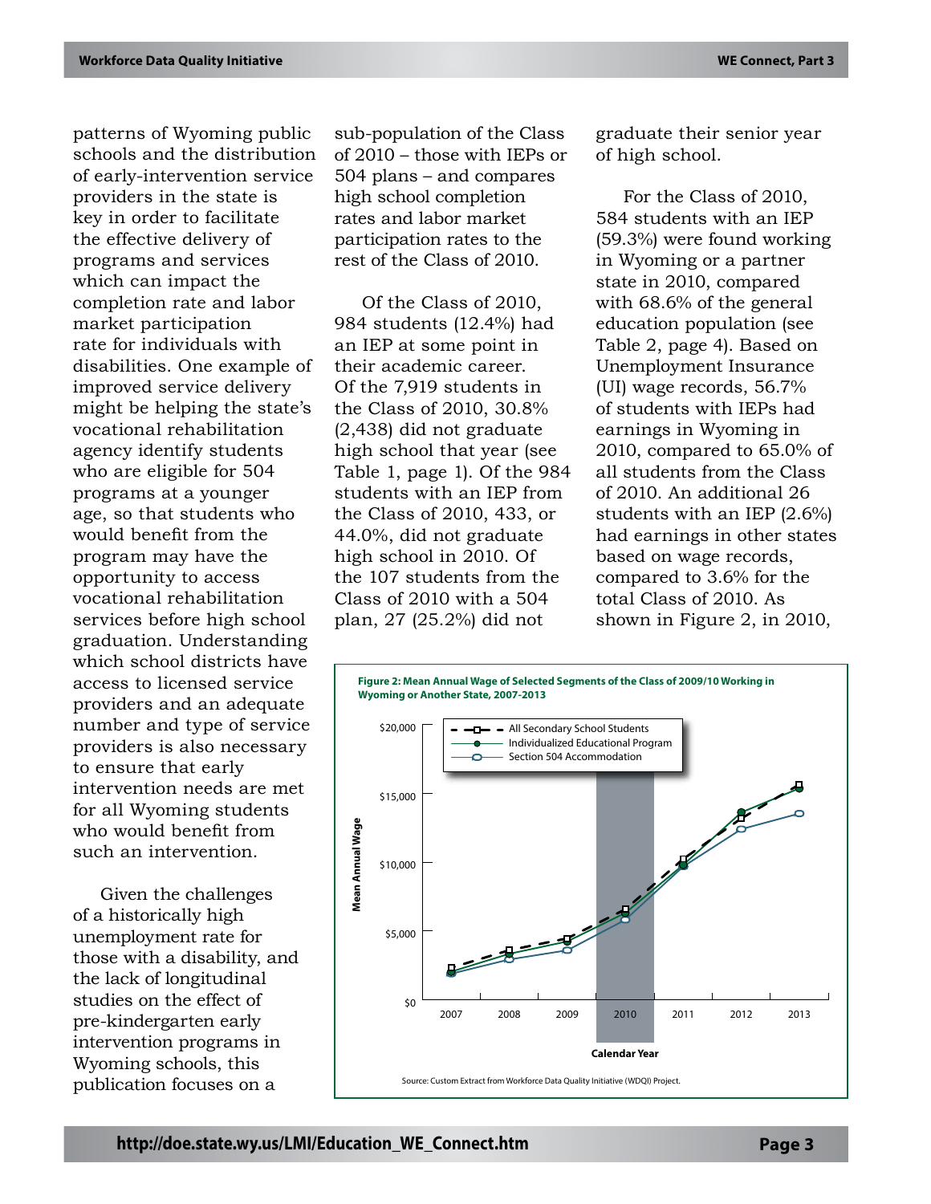patterns of Wyoming public schools and the distribution of early-intervention service providers in the state is key in order to facilitate the effective delivery of programs and services which can impact the completion rate and labor market participation rate for individuals with disabilities. One example of improved service delivery might be helping the state's vocational rehabilitation agency identify students who are eligible for 504 programs at a younger age, so that students who would benefit from the program may have the opportunity to access vocational rehabilitation services before high school graduation. Understanding which school districts have access to licensed service providers and an adequate number and type of service providers is also necessary to ensure that early intervention needs are met for all Wyoming students who would benefit from such an intervention.

Given the challenges of a historically high unemployment rate for those with a disability, and the lack of longitudinal studies on the effect of pre-kindergarten early intervention programs in Wyoming schools, this publication focuses on a sub-population of the Class of 2010 – those with IEPs or 504 plans – and compares high school completion rates and labor market participation rates to the rest of the Class of 2010.

Of the Class of 2010, 984 students (12.4%) had an IEP at some point in their academic career. Of the 7,919 students in the Class of 2010, 30.8% (2,438) did not graduate high school that year (see Table 1, page 1). Of the 984 students with an IEP from the Class of 2010, 433, or 44.0%, did not graduate high school in 2010. Of the 107 students from the Class of 2010 with a 504 plan, 27 (25.2%) did not graduate their senior year of high school.

For the Class of 2010, 584 students with an IEP (59.3%) were found working in Wyoming or a partner state in 2010, compared with 68.6% of the general education population (see Table 2, page 4). Based on Unemployment Insurance (UI) wage records, 56.7% of students with IEPs had earnings in Wyoming in 2010, compared to 65.0% of all students from the Class of 2010. An additional 26 students with an IEP (2.6%) had earnings in other states based on wage records, compared to 3.6% for the total Class of 2010. As shown in Figure 2, in 2010,

**Figure 2: Mean Annual Wage of Selected Segments of the Class of 2009/10 Working in Wyoming or Another State, 2007-2013**

Source: Custom Extract from Workforce Data Quality Initiative (WDQI) Project.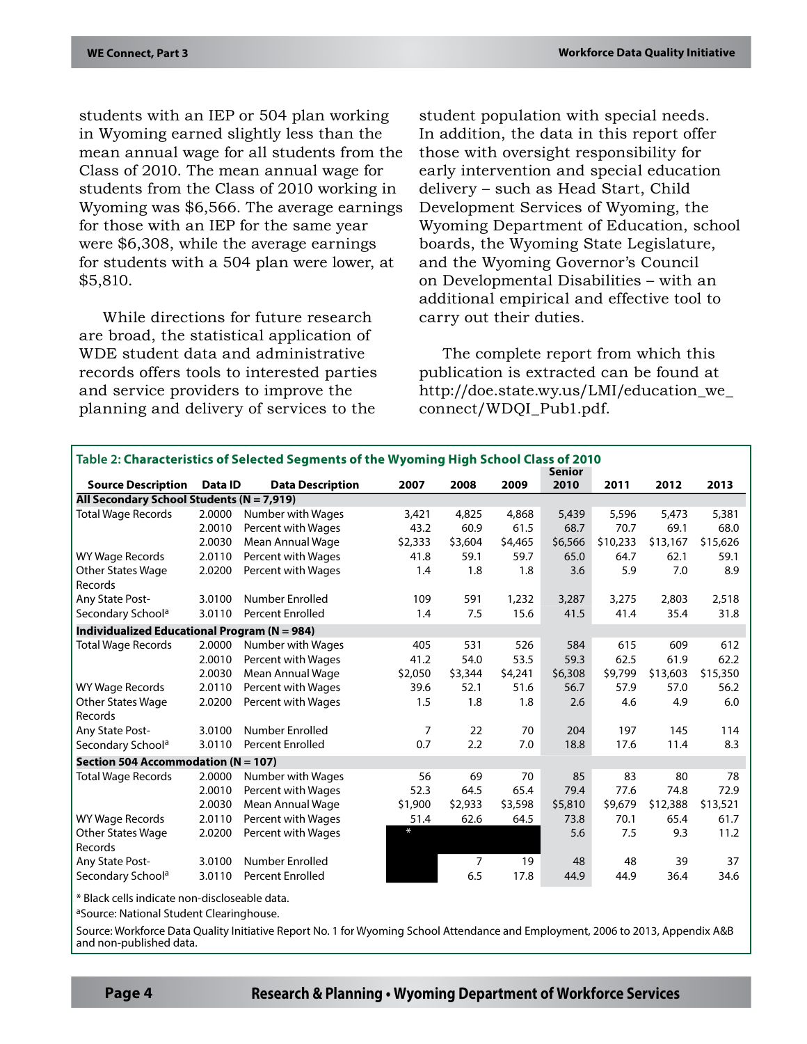students with an IEP or 504 plan working in Wyoming earned slightly less than the mean annual wage for all students from the Class of 2010. The mean annual wage for students from the Class of 2010 working in Wyoming was $6,566. The average earnings for those with an IEP for the same year were $6,308, while the average earnings for students with a 504 plan were lower, at $5,810.

While directions for future research are broad, the statistical application of WDE student data and administrative records offers tools to interested parties and service providers to improve the planning and delivery of services to the student population with special needs. In addition, the data in this report offer those with oversight responsibility for early intervention and special education delivery – such as Head Start, Child Development Services of Wyoming, the Wyoming Department of Education, school boards, the Wyoming State Legislature, and the Wyoming Governor's Council on Developmental Disabilities – with an additional empirical and effective tool to carry out their duties.

The complete report from which this publication is extracted can be found at http://doe.state.wy.us/LMI/education_we_connect/WDQI_Pub1.pdf.

**Table 2: Characteristics of Selected Segments of the Wyoming High School Class of 2010**

| Source Description | Data ID | Data Description | 2007 | 2008 | 2009 | Senior 2010 | 2011 | 2012 | 2013 |
|---|---|---|---|---|---|---|---|---|---|
| **All Secondary School Students (N = 7,919)** | | | | | | | | | |
| Total Wage Records | 2.0000 | Number with Wages | 3,421 | 4,825 | 4,868 | 5,439 | 5,596 | 5,473 | 5,381 |
| | 2.0010 | Percent with Wages | 43.2 | 60.9 | 61.5 | 68.7 | 70.7 | 69.1 | 68.0 |
| | 2.0030 | Mean Annual Wage | $2,333 | $3,604 | $4,465 | $6,566 | $10,233 | $13,167 | $15,626 |
| WY Wage Records | 2.0110 | Percent with Wages | 41.8 | 59.1 | 59.7 | 65.0 | 64.7 | 62.1 | 59.1 |
| Other States Wage Records | 2.0200 | Percent with Wages | 1.4 | 1.8 | 1.8 | 3.6 | 5.9 | 7.0 | 8.9 |
| Any State Post-Secondary School[a] | 3.0100 | Number Enrolled | 109 | 591 | 1,232 | 3,287 | 3,275 | 2,803 | 2,518 |
| | 3.0110 | Percent Enrolled | 1.4 | 7.5 | 15.6 | 41.5 | 41.4 | 35.4 | 31.8 |
| **Individualized Educational Program (N = 984)** | | | | | | | | | |
| Total Wage Records | 2.0000 | Number with Wages | 405 | 531 | 526 | 584 | 615 | 609 | 612 |
| | 2.0010 | Percent with Wages | 41.2 | 54.0 | 53.5 | 59.3 | 62.5 | 61.9 | 62.2 |
| | 2.0030 | Mean Annual Wage | $2,050 | $3,344 | $4,241 | $6,308 | $9,799 | $13,603 | $15,350 |
| WY Wage Records | 2.0110 | Percent with Wages | 39.6 | 52.1 | 51.6 | 56.7 | 57.9 | 57.0 | 56.2 |
| Other States Wage Records | 2.0200 | Percent with Wages | 1.5 | 1.8 | 1.8 | 2.6 | 4.6 | 4.9 | 6.0 |
| Any State Post-Secondary School[a] | 3.0100 | Number Enrolled | 7 | 22 | 70 | 204 | 197 | 145 | 114 |
| | 3.0110 | Percent Enrolled | 0.7 | 2.2 | 7.0 | 18.8 | 17.6 | 11.4 | 8.3 |
| **Section 504 Accommodation (N = 107)** | | | | | | | | | |
| Total Wage Records | 2.0000 | Number with Wages | 56 | 69 | 70 | 85 | 83 | 80 | 78 |
| | 2.0010 | Percent with Wages | 52.3 | 64.5 | 65.4 | 79.4 | 77.6 | 74.8 | 72.9 |
| | 2.0030 | Mean Annual Wage | $1,900 | $2,933 | $3,598 | $5,810 | $9,679 | $12,388 | $13,521 |
| WY Wage Records | 2.0110 | Percent with Wages | 51.4 | 62.6 | 64.5 | 73.8 | 70.1 | 65.4 | 61.7 |
| Other States Wage Records | 2.0200 | Percent with Wages | * | * | * | 5.6 | 7.5 | 9.3 | 11.2 |
| Any State Post-Secondary School[a] | 3.0100 | Number Enrolled | * | 7 | 19 | 48 | 48 | 39 | 37 |
| | 3.0110 | Percent Enrolled | * | 6.5 | 17.8 | 44.9 | 44.9 | 36.4 | 34.6 |

* Black cells indicate non-discloseable data.

[a]Source: National Student Clearinghouse.

Source: Workforce Data Quality Initiative Report No. 1 for Wyoming School Attendance and Employment, 2006 to 2013, Appendix A&B and non-published data.